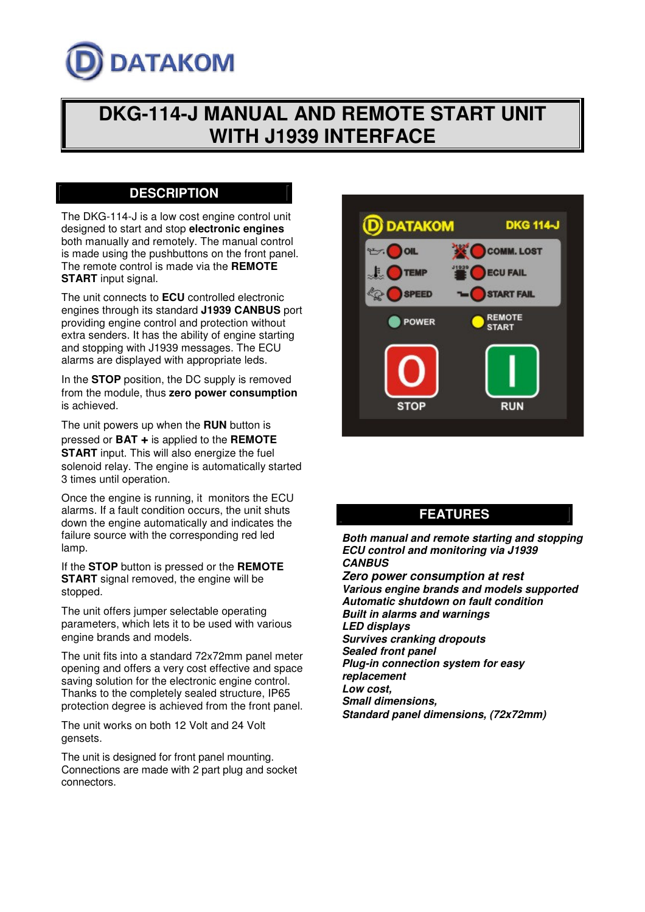# DKG-114-J MANUAL AND REMOTE START UNIT WITH J1939 INTERFACE

## DESCRIPTION

The DKG-114-J is a low cost engine control unit designed to start and stop **electronic engines** both manually and remotely. The manual control is made using the pushbuttons on the front panel. The remote control is made via the **REMOTE START** input signal.

The unit connects to **ECU** controlled electronic engines through its standard **J1939 CANBUS** port providing engine control and protection without extra senders. It has the ability of engine starting and stopping with J1939 messages. The ECU alarms are displayed with appropriate leds.

In the **STOP** position, the DC supply is removed from the module, thus **zero power consumption** is achieved.

The unit powers up when the **RUN** button is pressed or **BAT +** is applied to the **REMOTE START** input. This will also energize the fuel solenoid relay. The engine is automatically started 3 times until operation.

Once the engine is running, it monitors the ECU alarms. If a fault condition occurs, the unit shuts down the engine automatically and indicates the failure source with the corresponding red led lamp.

If the **STOP** button is pressed or the **REMOTE START** signal removed, the engine will be stopped.

The unit offers jumper selectable operating parameters, which lets it to be used with various engine brands and models.

The unit fits into a standard 72x72mm panel meter opening and offers a very cost effective and space saving solution for the electronic engine control. Thanks to the completely sealed structure, IP65 protection degree is achieved from the front panel.

The unit works on both 12 Volt and 24 Volt gensets.

The unit is designed for front panel mounting. Connections are made with 2 part plug and socket connectors.

## FEATURES

***Both manual and remote starting and stopping***
***ECU control and monitoring via J1939 CANBUS***
***Zero power consumption at rest***
***Various engine brands and models supported***
***Automatic shutdown on fault condition***
***Built in alarms and warnings***
***LED displays***
***Survives cranking dropouts***
***Sealed front panel***
***Plug-in connection system for easy replacement***
***Low cost,***
***Small dimensions,***
***Standard panel dimensions, (72x72mm)***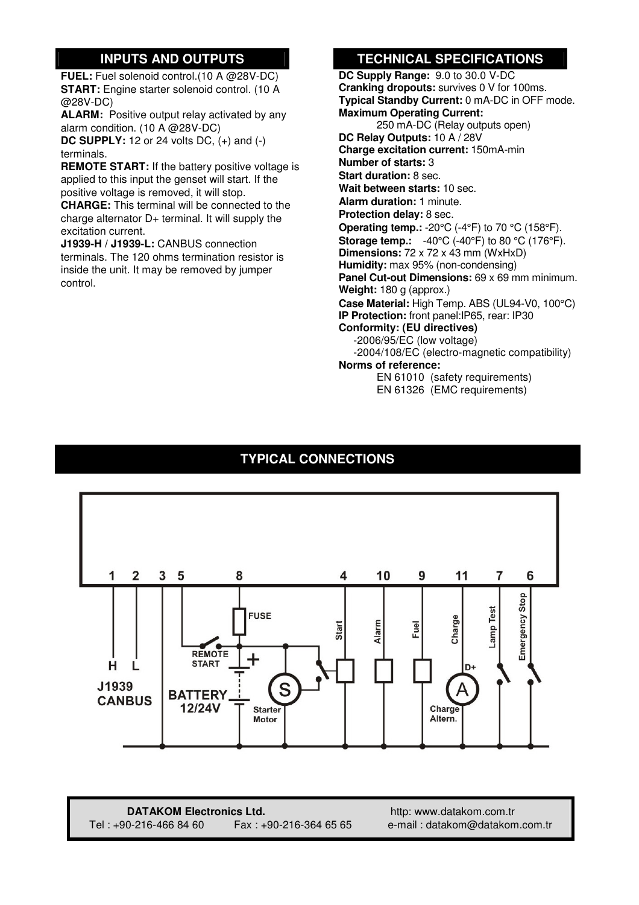## INPUTS AND OUTPUTS

**FUEL:** Fuel solenoid control.(10 A @28V-DC)

**START:** Engine starter solenoid control. (10 A @28V-DC)

**ALARM:** Positive output relay activated by any alarm condition. (10 A @28V-DC)

**DC SUPPLY:** 12 or 24 volts DC, (+) and (-) terminals.

**REMOTE START:** If the battery positive voltage is applied to this input the genset will start. If the positive voltage is removed, it will stop.

**CHARGE:** This terminal will be connected to the charge alternator D+ terminal. It will supply the excitation current.

**J1939-H / J1939-L:** CANBUS connection terminals. The 120 ohms termination resistor is inside the unit. It may be removed by jumper control.

## TECHNICAL SPECIFICATIONS

**DC Supply Range:** 9.0 to 30.0 V-DC
**Cranking dropouts:** survives 0 V for 100ms.
**Typical Standby Current:** 0 mA-DC in OFF mode.
**Maximum Operating Current:**
250 mA-DC (Relay outputs open)
**DC Relay Outputs:** 10 A / 28V
**Charge excitation current:** 150mA-min
**Number of starts:** 3
**Start duration:** 8 sec.
**Wait between starts:** 10 sec.
**Alarm duration:** 1 minute.
**Protection delay:** 8 sec.
**Operating temp.:** -20°C (-4°F) to 70 °C (158°F).
**Storage temp.:** -40°C (-40°F) to 80 °C (176°F).
**Dimensions:** 72 x 72 x 43 mm (WxHxD)
**Humidity:** max 95% (non-condensing)
**Panel Cut-out Dimensions:** 69 x 69 mm minimum.
**Weight:** 180 g (approx.)
**Case Material:** High Temp. ABS (UL94-V0, 100°C)
**IP Protection:** front panel:IP65, rear: IP30
**Conformity: (EU directives)**
-2006/95/EC (low voltage)
-2004/108/EC (electro-magnetic compatibility)
**Norms of reference:**
EN 61010 (safety requirements)
EN 61326 (EMC requirements)

## TYPICAL CONNECTIONS

1 2 3 5 8 4 10 9 11 7 6

FUSE
REMOTE START
Start
Alarm
Fuel
Charge
Lamp Test
Emergency Stop
D+
H L
J1939 CANBUS
BATTERY 12/24V
Starter Motor
Charge Altern.

**DATAKOM Electronics Ltd.**
Tel : +90-216-466 84 60 Fax : +90-216-364 65 65
http: www.datakom.com.tr
e-mail : datakom@datakom.com.tr